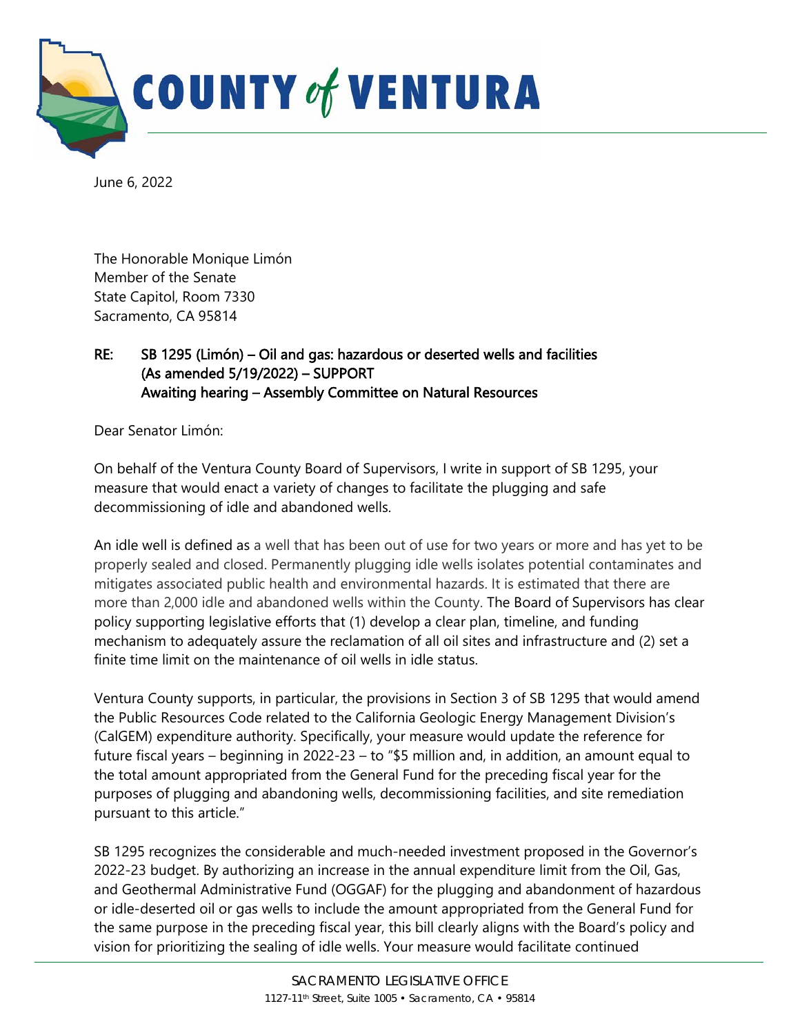# COUNTY *of* VENTURA

June 6, 2022

The Honorable Monique Limón
Member of the Senate
State Capitol, Room 7330
Sacramento, CA 95814

**RE: SB 1295 (Limón) – Oil and gas: hazardous or deserted wells and facilities (As amended 5/19/2022) – SUPPORT**
**Awaiting hearing – Assembly Committee on Natural Resources**

Dear Senator Limón:

On behalf of the Ventura County Board of Supervisors, I write in support of SB 1295, your measure that would enact a variety of changes to facilitate the plugging and safe decommissioning of idle and abandoned wells.

An idle well is defined as a well that has been out of use for two years or more and has yet to be properly sealed and closed. Permanently plugging idle wells isolates potential contaminates and mitigates associated public health and environmental hazards. It is estimated that there are more than 2,000 idle and abandoned wells within the County. The Board of Supervisors has clear policy supporting legislative efforts that (1) develop a clear plan, timeline, and funding mechanism to adequately assure the reclamation of all oil sites and infrastructure and (2) set a finite time limit on the maintenance of oil wells in idle status.

Ventura County supports, in particular, the provisions in Section 3 of SB 1295 that would amend the Public Resources Code related to the California Geologic Energy Management Division's (CalGEM) expenditure authority. Specifically, your measure would update the reference for future fiscal years – beginning in 2022-23 – to "$5 million and, in addition, an amount equal to the total amount appropriated from the General Fund for the preceding fiscal year for the purposes of plugging and abandoning wells, decommissioning facilities, and site remediation pursuant to this article."

SB 1295 recognizes the considerable and much-needed investment proposed in the Governor's 2022-23 budget. By authorizing an increase in the annual expenditure limit from the Oil, Gas, and Geothermal Administrative Fund (OGGAF) for the plugging and abandonment of hazardous or idle-deserted oil or gas wells to include the amount appropriated from the General Fund for the same purpose in the preceding fiscal year, this bill clearly aligns with the Board's policy and vision for prioritizing the sealing of idle wells. Your measure would facilitate continued

SACRAMENTO LEGISLATIVE OFFICE
1127-11th Street, Suite 1005 • Sacramento, CA • 95814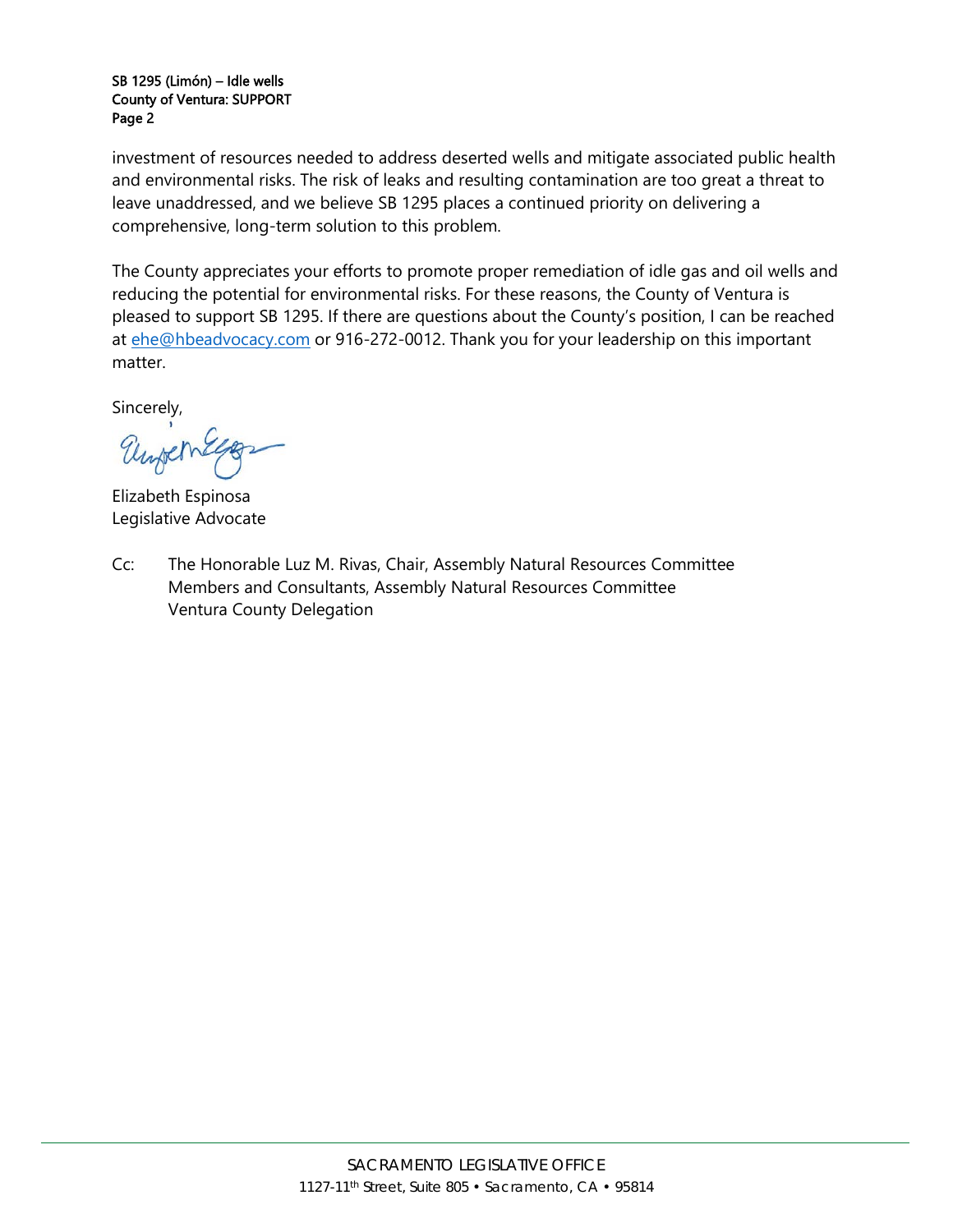investment of resources needed to address deserted wells and mitigate associated public health and environmental risks. The risk of leaks and resulting contamination are too great a threat to leave unaddressed, and we believe SB 1295 places a continued priority on delivering a comprehensive, long-term solution to this problem.

The County appreciates your efforts to promote proper remediation of idle gas and oil wells and reducing the potential for environmental risks. For these reasons, the County of Ventura is pleased to support SB 1295. If there are questions about the County's position, I can be reached at ehe@hbeadvocacy.com or 916-272-0012. Thank you for your leadership on this important matter.

Sincerely,

Elizabeth Espinosa
Legislative Advocate

Cc: The Honorable Luz M. Rivas, Chair, Assembly Natural Resources Committee
Members and Consultants, Assembly Natural Resources Committee
Ventura County Delegation

SACRAMENTO LEGISLATIVE OFFICE
1127-11th Street, Suite 805 • Sacramento, CA • 95814